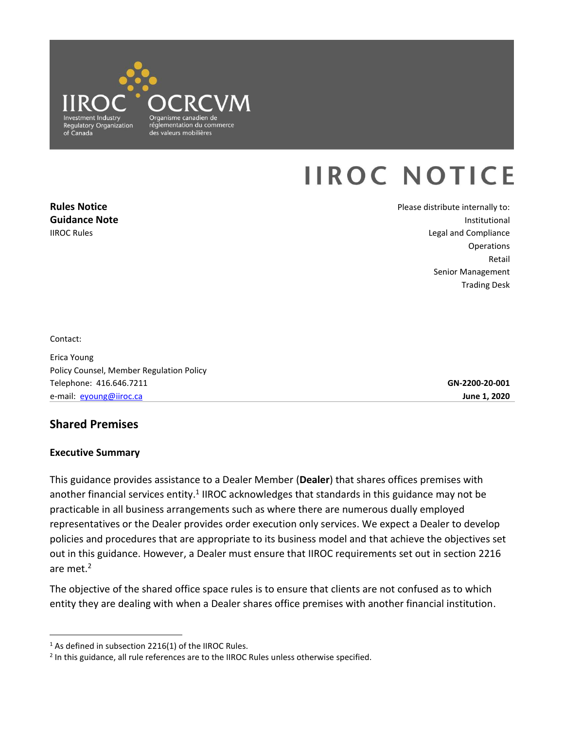# IIROC NOTICE

**Rules Notice**
**Guidance Note**
IIROC Rules

Please distribute internally to:
Institutional
Legal and Compliance
Operations
Retail
Senior Management
Trading Desk

Contact:

Erica Young
Policy Counsel, Member Regulation Policy
Telephone: 416.646.7211
e-mail: eyoung@iiroc.ca

**GN-2200-20-001**
**June 1, 2020**

## Shared Premises

### Executive Summary

This guidance provides assistance to a Dealer Member (**Dealer**) that shares offices premises with another financial services entity.[1] IIROC acknowledges that standards in this guidance may not be practicable in all business arrangements such as where there are numerous dually employed representatives or the Dealer provides order execution only services. We expect a Dealer to develop policies and procedures that are appropriate to its business model and that achieve the objectives set out in this guidance. However, a Dealer must ensure that IIROC requirements set out in section 2216 are met.[2]

The objective of the shared office space rules is to ensure that clients are not confused as to which entity they are dealing with when a Dealer shares office premises with another financial institution.

[1] As defined in subsection 2216(1) of the IIROC Rules.
[2] In this guidance, all rule references are to the IIROC Rules unless otherwise specified.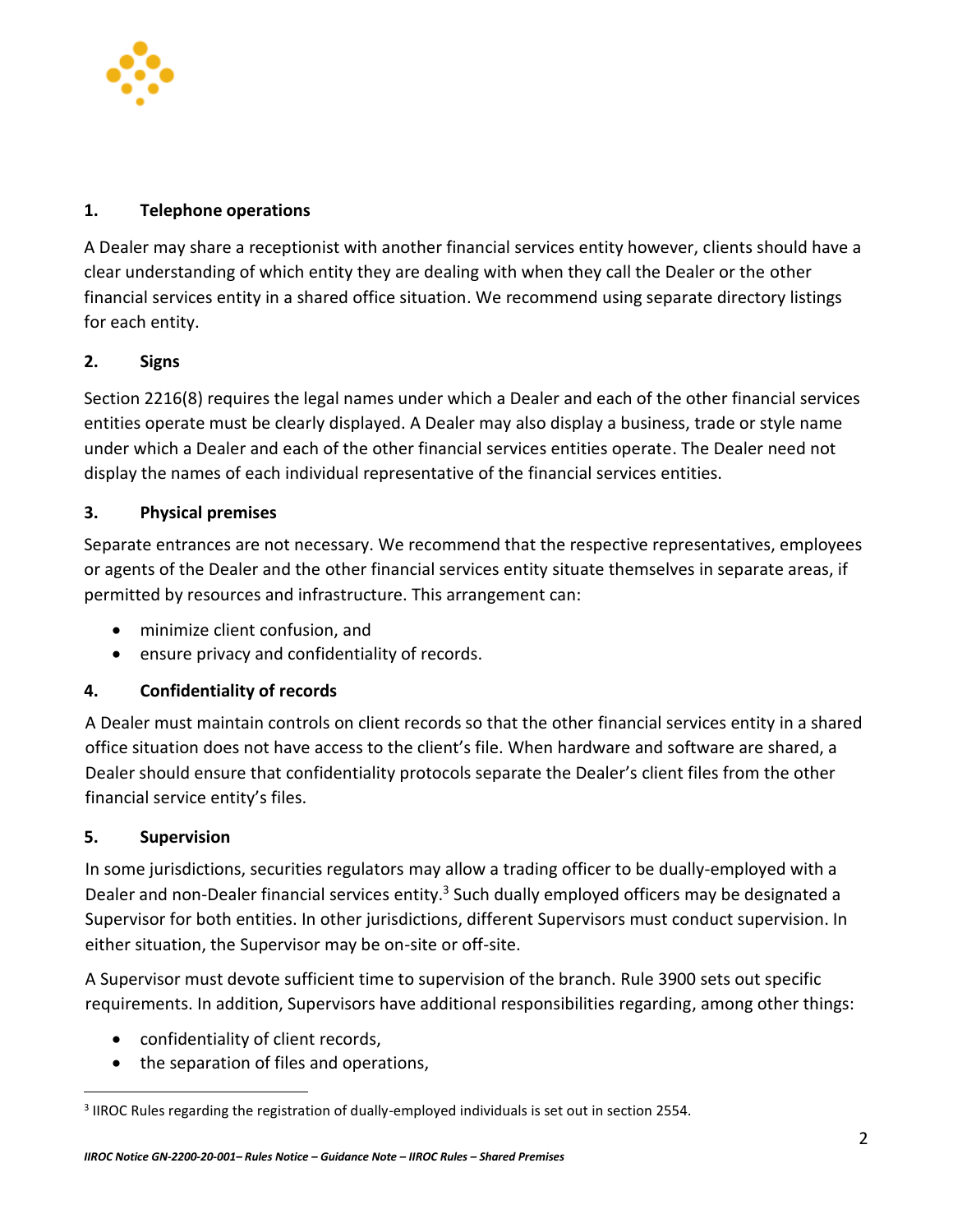### 1. Telephone operations

A Dealer may share a receptionist with another financial services entity however, clients should have a clear understanding of which entity they are dealing with when they call the Dealer or the other financial services entity in a shared office situation. We recommend using separate directory listings for each entity.

### 2. Signs

Section 2216(8) requires the legal names under which a Dealer and each of the other financial services entities operate must be clearly displayed. A Dealer may also display a business, trade or style name under which a Dealer and each of the other financial services entities operate. The Dealer need not display the names of each individual representative of the financial services entities.

### 3. Physical premises

Separate entrances are not necessary. We recommend that the respective representatives, employees or agents of the Dealer and the other financial services entity situate themselves in separate areas, if permitted by resources and infrastructure. This arrangement can:

- minimize client confusion, and
- ensure privacy and confidentiality of records.

### 4. Confidentiality of records

A Dealer must maintain controls on client records so that the other financial services entity in a shared office situation does not have access to the client's file. When hardware and software are shared, a Dealer should ensure that confidentiality protocols separate the Dealer's client files from the other financial service entity's files.

### 5. Supervision

In some jurisdictions, securities regulators may allow a trading officer to be dually-employed with a Dealer and non-Dealer financial services entity.[3] Such dually employed officers may be designated a Supervisor for both entities. In other jurisdictions, different Supervisors must conduct supervision. In either situation, the Supervisor may be on-site or off-site.

A Supervisor must devote sufficient time to supervision of the branch. Rule 3900 sets out specific requirements. In addition, Supervisors have additional responsibilities regarding, among other things:

- confidentiality of client records,
- the separation of files and operations,

---

[3] IIROC Rules regarding the registration of dually-employed individuals is set out in section 2554.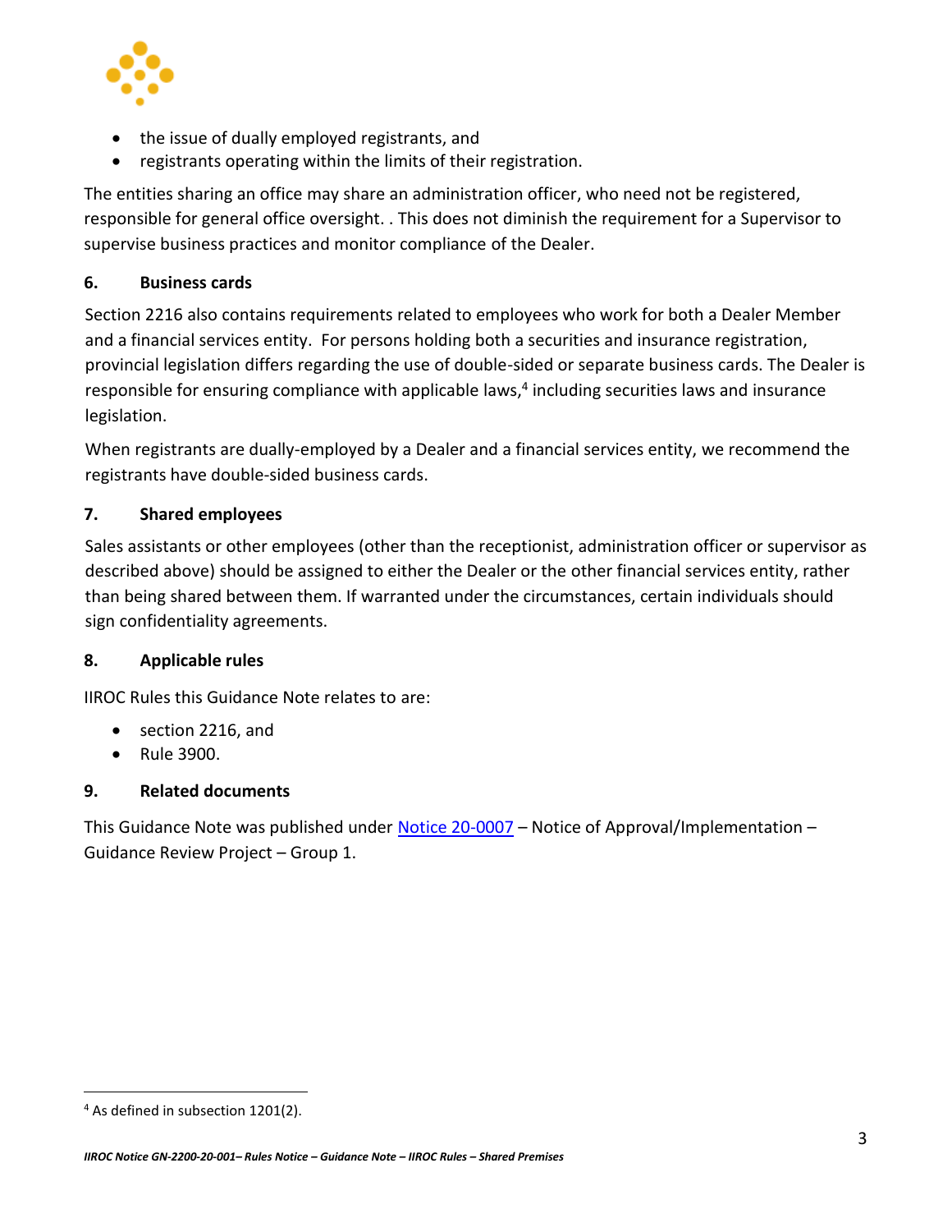- the issue of dually employed registrants, and
- registrants operating within the limits of their registration.

The entities sharing an office may share an administration officer, who need not be registered, responsible for general office oversight. . This does not diminish the requirement for a Supervisor to supervise business practices and monitor compliance of the Dealer.

## 6. Business cards

Section 2216 also contains requirements related to employees who work for both a Dealer Member and a financial services entity. For persons holding both a securities and insurance registration, provincial legislation differs regarding the use of double-sided or separate business cards. The Dealer is responsible for ensuring compliance with applicable laws,[4] including securities laws and insurance legislation.

When registrants are dually-employed by a Dealer and a financial services entity, we recommend the registrants have double-sided business cards.

## 7. Shared employees

Sales assistants or other employees (other than the receptionist, administration officer or supervisor as described above) should be assigned to either the Dealer or the other financial services entity, rather than being shared between them. If warranted under the circumstances, certain individuals should sign confidentiality agreements.

## 8. Applicable rules

IIROC Rules this Guidance Note relates to are:

- section 2216, and
- Rule 3900.

## 9. Related documents

This Guidance Note was published under [Notice 20-0007]() – Notice of Approval/Implementation – Guidance Review Project – Group 1.

---

[4] As defined in subsection 1201(2).